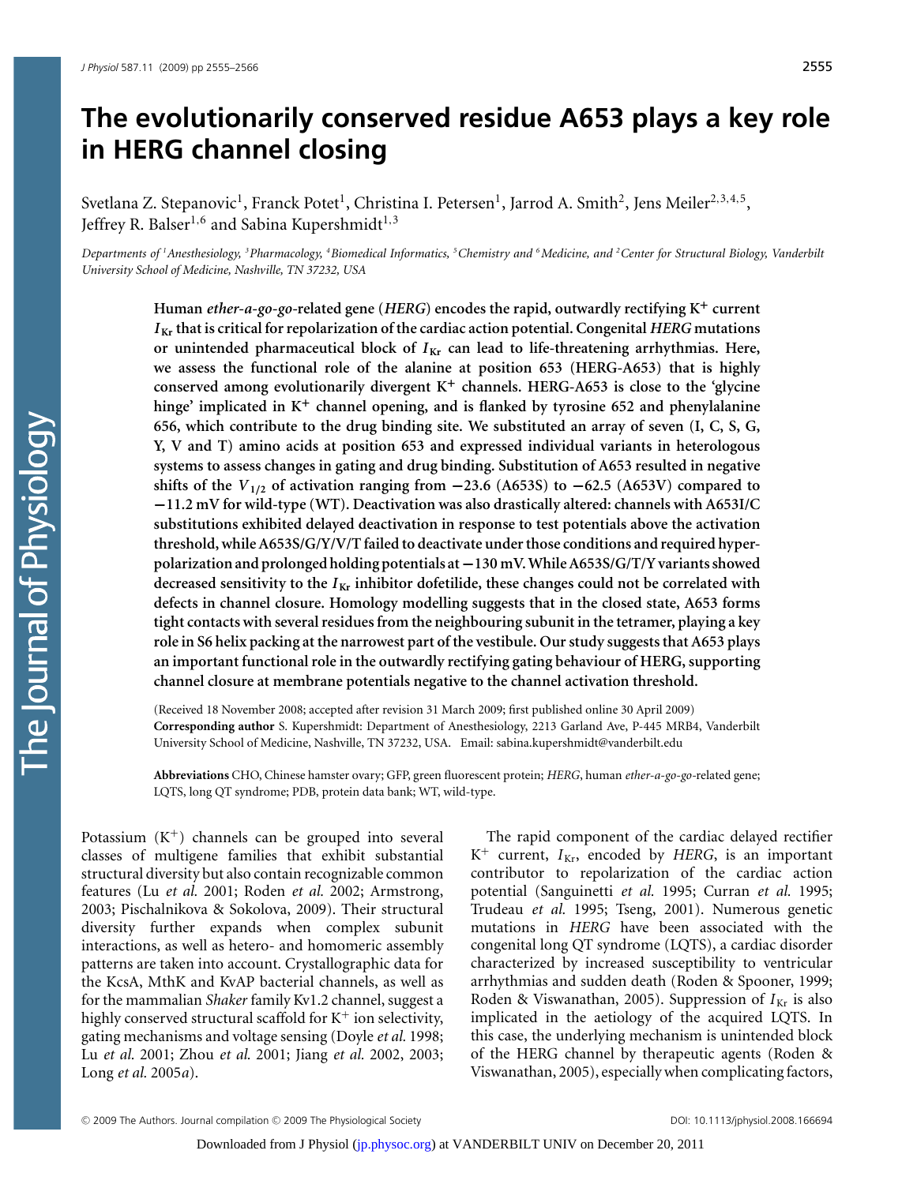# The evolutionarily conserved residue A653 plays a key role in HERG channel closing

Svetlana Z. Stepanovic[1], Franck Potet[1], Christina I. Petersen[1], Jarrod A. Smith[2], Jens Meiler[2,3,4,5], Jeffrey R. Balser[1,6] and Sabina Kupershmidt[1,3]

*Departments of [1]Anesthesiology, [3]Pharmacology, [4]Biomedical Informatics, [5]Chemistry and [6]Medicine, and [2]Center for Structural Biology, Vanderbilt University School of Medicine, Nashville, TN 37232, USA*

**Human *ether-a-go-go*-related gene (*HERG*) encodes the rapid, outwardly rectifying $K^+$ current $I_{Kr}$ that is critical for repolarization of the cardiac action potential. Congenital *HERG* mutations or unintended pharmaceutical block of $I_{Kr}$ can lead to life-threatening arrhythmias. Here, we assess the functional role of the alanine at position 653 (HERG-A653) that is highly conserved among evolutionarily divergent $K^+$ channels. HERG-A653 is close to the 'glycine hinge' implicated in $K^+$ channel opening, and is flanked by tyrosine 652 and phenylalanine 656, which contribute to the drug binding site. We substituted an array of seven (I, C, S, G, Y, V and T) amino acids at position 653 and expressed individual variants in heterologous systems to assess changes in gating and drug binding. Substitution of A653 resulted in negative shifts of the $V_{1/2}$ of activation ranging from −23.6 (A653S) to −62.5 (A653V) compared to −11.2 mV for wild-type (WT). Deactivation was also drastically altered: channels with A653I/C substitutions exhibited delayed deactivation in response to test potentials above the activation threshold, while A653S/G/Y/V/T failed to deactivate under those conditions and required hyperpolarization and prolonged holding potentials at −130 mV. While A653S/G/T/Y variants showed decreased sensitivity to the $I_{Kr}$ inhibitor dofetilide, these changes could not be correlated with defects in channel closure. Homology modelling suggests that in the closed state, A653 forms tight contacts with several residues from the neighbouring subunit in the tetramer, playing a key role in S6 helix packing at the narrowest part of the vestibule. Our study suggests that A653 plays an important functional role in the outwardly rectifying gating behaviour of HERG, supporting channel closure at membrane potentials negative to the channel activation threshold.**

(Received 18 November 2008; accepted after revision 31 March 2009; first published online 30 April 2009)
**Corresponding author** S. Kupershmidt: Department of Anesthesiology, 2213 Garland Ave, P-445 MRB4, Vanderbilt University School of Medicine, Nashville, TN 37232, USA. Email: sabina.kupershmidt@vanderbilt.edu

**Abbreviations** CHO, Chinese hamster ovary; GFP, green fluorescent protein; *HERG*, human *ether-a-go-go*-related gene; LQTS, long QT syndrome; PDB, protein data bank; WT, wild-type.

Potassium ($K^+$) channels can be grouped into several classes of multigene families that exhibit substantial structural diversity but also contain recognizable common features (Lu *et al.* 2001; Roden *et al.* 2002; Armstrong, 2003; Pischalnikova & Sokolova, 2009). Their structural diversity further expands when complex subunit interactions, as well as hetero- and homomeric assembly patterns are taken into account. Crystallographic data for the KcsA, MthK and KvAP bacterial channels, as well as for the mammalian *Shaker* family Kv1.2 channel, suggest a highly conserved structural scaffold for $K^+$ ion selectivity, gating mechanisms and voltage sensing (Doyle *et al.* 1998; Lu *et al.* 2001; Zhou *et al.* 2001; Jiang *et al.* 2002, 2003; Long *et al.* 2005*a*).

The rapid component of the cardiac delayed rectifier $K^+$ current, $I_{Kr}$, encoded by *HERG*, is an important contributor to repolarization of the cardiac action potential (Sanguinetti *et al.* 1995; Curran *et al.* 1995; Trudeau *et al.* 1995; Tseng, 2001). Numerous genetic mutations in *HERG* have been associated with the congenital long QT syndrome (LQTS), a cardiac disorder characterized by increased susceptibility to ventricular arrhythmias and sudden death (Roden & Spooner, 1999; Roden & Viswanathan, 2005). Suppression of $I_{Kr}$ is also implicated in the aetiology of the acquired LQTS. In this case, the underlying mechanism is unintended block of the HERG channel by therapeutic agents (Roden & Viswanathan, 2005), especially when complicating factors,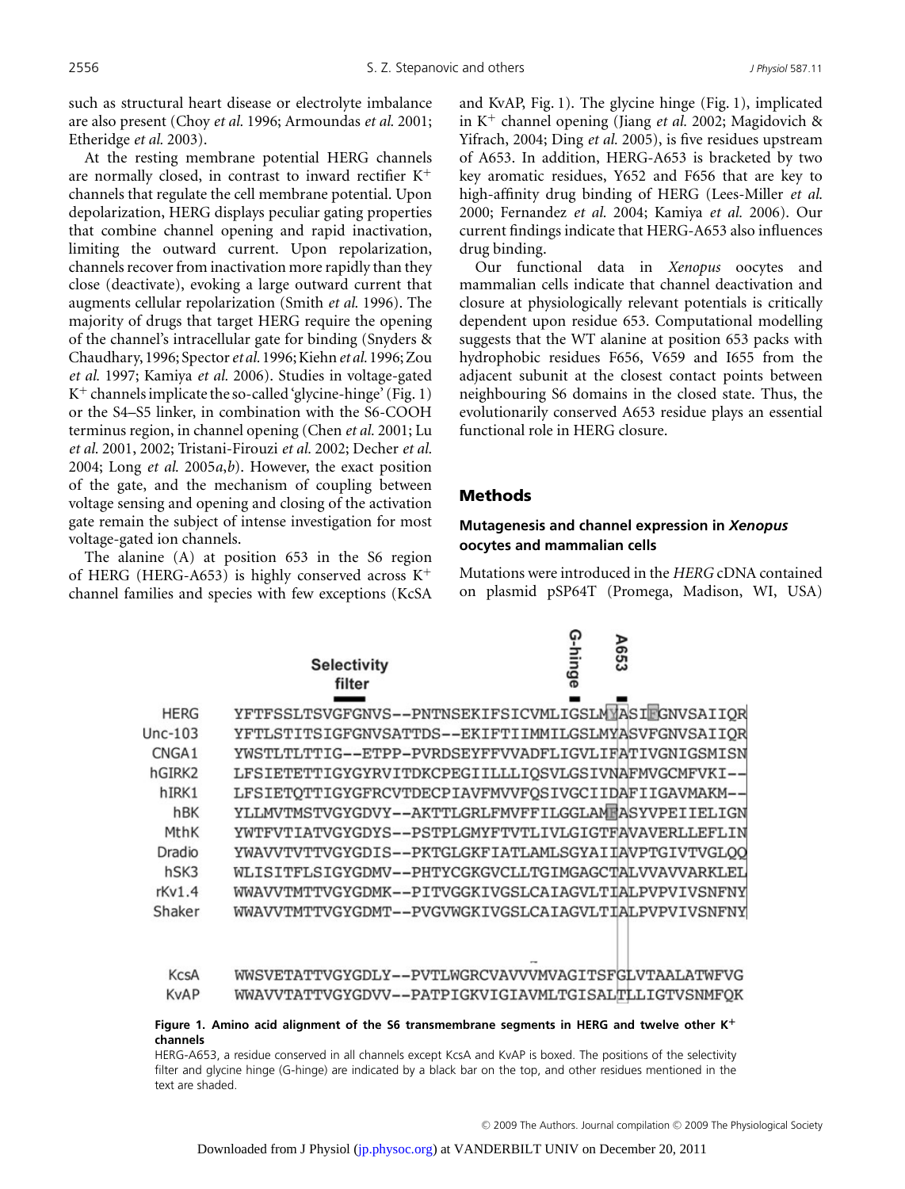such as structural heart disease or electrolyte imbalance are also present (Choy *et al.* 1996; Armoundas *et al.* 2001; Etheridge *et al.* 2003).

At the resting membrane potential HERG channels are normally closed, in contrast to inward rectifier $K^+$ channels that regulate the cell membrane potential. Upon depolarization, HERG displays peculiar gating properties that combine channel opening and rapid inactivation, limiting the outward current. Upon repolarization, channels recover from inactivation more rapidly than they close (deactivate), evoking a large outward current that augments cellular repolarization (Smith *et al.* 1996). The majority of drugs that target HERG require the opening of the channel's intracellular gate for binding (Snyders & Chaudhary, 1996; Spector *et al.* 1996; Kiehn *et al.* 1996; Zou *et al.* 1997; Kamiya *et al.* 2006). Studies in voltage-gated $K^+$ channels implicate the so-called 'glycine-hinge' (Fig. 1) or the S4–S5 linker, in combination with the S6-COOH terminus region, in channel opening (Chen *et al.* 2001; Lu *et al.* 2001, 2002; Tristani-Firouzi *et al.* 2002; Decher *et al.* 2004; Long *et al.* 2005*a*,*b*). However, the exact position of the gate, and the mechanism of coupling between voltage sensing and opening and closing of the activation gate remain the subject of intense investigation for most voltage-gated ion channels.

The alanine (A) at position 653 in the S6 region of HERG (HERG-A653) is highly conserved across $K^+$ channel families and species with few exceptions (KcSA and KvAP, Fig. 1). The glycine hinge (Fig. 1), implicated in $K^+$ channel opening (Jiang *et al.* 2002; Magidovich & Yifrach, 2004; Ding *et al.* 2005), is five residues upstream of A653. In addition, HERG-A653 is bracketed by two key aromatic residues, Y652 and F656 that are key to high-affinity drug binding of HERG (Lees-Miller *et al.* 2000; Fernandez *et al.* 2004; Kamiya *et al.* 2006). Our current findings indicate that HERG-A653 also influences drug binding.

Our functional data in *Xenopus* oocytes and mammalian cells indicate that channel deactivation and closure at physiologically relevant potentials is critically dependent upon residue 653. Computational modelling suggests that the WT alanine at position 653 packs with hydrophobic residues F656, V659 and I655 from the adjacent subunit at the closest contact points between neighbouring S6 domains in the closed state. Thus, the evolutionarily conserved A653 residue plays an essential functional role in HERG closure.

## Methods

### Mutagenesis and channel expression in *Xenopus* oocytes and mammalian cells

Mutations were introduced in the *HERG* cDNA contained on plasmid pSP64T (Promega, Madison, WI, USA)

```
                Selectivity                              G-hinge  A653
                  filter
HERG     YFTFSSLTSVGFGNVS--PNTNSEKIFSICVMLIGSLMYASIFGNVSAIIQR
Unc-103  YFTLSTITSIGFGNVSATTDS--EKIFTIIMMILGSLMYASVFGNVSAIIQR
CNGA1    YWSTLTLTTIG--ETPP-PVRDSEYFFVVADFLIGVLIFATIVGNIGSMISN
hGIRK2   LFSIETETTIGYGYRVITDKCPEGIILLLIQSVLGSIVNAFMVGCMFVKI--
hIRK1    LFSIETQTTIGYGFRCVTDECPIAVFMVVFQSIVGCIIDAFIIGAVMAKM--
hBK      YLLMVTMSTVGYGDVY--AKTTLGRLFMVFFILGGLAMFASYVPEIIELIGN
MthK     YWTFVTIATVGYGDYS--PSTPLGMYFTVTLIVLGIGTFAVAVERLLEFLIN
Dradio   YWAVVTVTTVGYGDIS--PKTGLGKFIATLAMLSGYAIIAVPTGIVTVGLQQ
hSK3     WLISITFLSIGYGDMV--PHTYCGKGVCLLTGIMGAGCTALVVAVVARKLEL
rKv1.4   WWAVVTMTTVGYGDMK--PITVGGKIVGSLCAIAGVLTIALPVPVIVSNFNY
Shaker   WWAVVTMTTVGYGDMT--PVGVWGKIVGSLCAIAGVLTIALPVPVIVSNFNY

KcsA     WWSVETATTVGYGDLY--PVTLWGRCVAVVVMVAGITSFGLVTAALATWFVG
KvAP     WWAVVTATTVGYGDVV--PATPIGKVIGIAVMLTGISALTLLIGTVSNMFQK
```

**Figure 1. Amino acid alignment of the S6 transmembrane segments in HERG and twelve other $K^+$ channels**
HERG-A653, a residue conserved in all channels except KcsA and KvAP is boxed. The positions of the selectivity filter and glycine hinge (G-hinge) are indicated by a black bar on the top, and other residues mentioned in the text are shaded.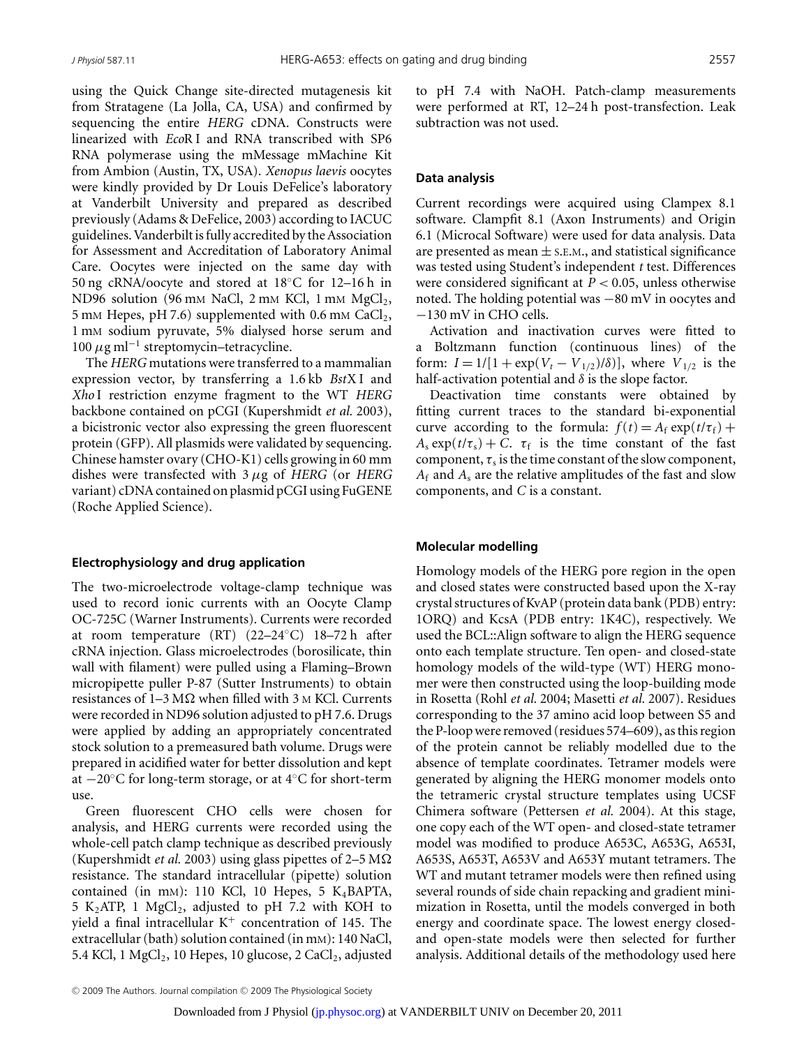using the Quick Change site-directed mutagenesis kit from Stratagene (La Jolla, CA, USA) and confirmed by sequencing the entire *HERG* cDNA. Constructs were linearized with *Eco*R I and RNA transcribed with SP6 RNA polymerase using the mMessage mMachine Kit from Ambion (Austin, TX, USA). *Xenopus laevis* oocytes were kindly provided by Dr Louis DeFelice's laboratory at Vanderbilt University and prepared as described previously (Adams & DeFelice, 2003) according to IACUC guidelines. Vanderbilt is fully accredited by the Association for Assessment and Accreditation of Laboratory Animal Care. Oocytes were injected on the same day with 50 ng cRNA/oocyte and stored at 18°C for 12–16 h in ND96 solution (96 mM NaCl, 2 mM KCl, 1 mM $MgCl_2$, 5 mM Hepes, pH 7.6) supplemented with 0.6 mM $CaCl_2$, 1 mM sodium pyruvate, 5% dialysed horse serum and 100 $\mu$g ml$^{-1}$ streptomycin–tetracycline.

The *HERG* mutations were transferred to a mammalian expression vector, by transferring a 1.6 kb *Bst*X I and *Xho* I restriction enzyme fragment to the WT *HERG* backbone contained on pCGI (Kupershmidt *et al.* 2003), a bicistronic vector also expressing the green fluorescent protein (GFP). All plasmids were validated by sequencing. Chinese hamster ovary (CHO-K1) cells growing in 60 mm dishes were transfected with 3 $\mu$g of *HERG* (or *HERG* variant) cDNA contained on plasmid pCGI using FuGENE (Roche Applied Science).

### Electrophysiology and drug application

The two-microelectrode voltage-clamp technique was used to record ionic currents with an Oocyte Clamp OC-725C (Warner Instruments). Currents were recorded at room temperature (RT) (22–24°C) 18–72 h after cRNA injection. Glass microelectrodes (borosilicate, thin wall with filament) were pulled using a Flaming–Brown micropipette puller P-87 (Sutter Instruments) to obtain resistances of 1–3 M$\Omega$ when filled with 3 M KCl. Currents were recorded in ND96 solution adjusted to pH 7.6. Drugs were applied by adding an appropriately concentrated stock solution to a premeasured bath volume. Drugs were prepared in acidified water for better dissolution and kept at −20°C for long-term storage, or at 4°C for short-term use.

Green fluorescent CHO cells were chosen for analysis, and HERG currents were recorded using the whole-cell patch clamp technique as described previously (Kupershmidt *et al.* 2003) using glass pipettes of 2–5 M$\Omega$ resistance. The standard intracellular (pipette) solution contained (in mM): 110 KCl, 10 Hepes, 5 $K_4$BAPTA, 5 $K_2$ATP, 1 $MgCl_2$, adjusted to pH 7.2 with KOH to yield a final intracellular $K^+$ concentration of 145. The extracellular (bath) solution contained (in mM): 140 NaCl, 5.4 KCl, 1 $MgCl_2$, 10 Hepes, 10 glucose, 2 $CaCl_2$, adjusted to pH 7.4 with NaOH. Patch-clamp measurements were performed at RT, 12–24 h post-transfection. Leak subtraction was not used.

### Data analysis

Current recordings were acquired using Clampex 8.1 software. Clampfit 8.1 (Axon Instruments) and Origin 6.1 (Microcal Software) were used for data analysis. Data are presented as mean ± S.E.M., and statistical significance was tested using Student's independent *t* test. Differences were considered significant at $P < 0.05$, unless otherwise noted. The holding potential was −80 mV in oocytes and −130 mV in CHO cells.

Activation and inactivation curves were fitted to a Boltzmann function (continuous lines) of the form: $I = 1/[1 + \exp(V_t - V_{1/2})/\delta)]$, where $V_{1/2}$ is the half-activation potential and $\delta$ is the slope factor.

Deactivation time constants were obtained by fitting current traces to the standard bi-exponential curve according to the formula: $f(t) = A_f \exp(t/\tau_f) + A_s \exp(t/\tau_s) + C$. $\tau_f$ is the time constant of the fast component, $\tau_s$ is the time constant of the slow component, $A_f$ and $A_s$ are the relative amplitudes of the fast and slow components, and $C$ is a constant.

### Molecular modelling

Homology models of the HERG pore region in the open and closed states were constructed based upon the X-ray crystal structures of KvAP (protein data bank (PDB) entry: 1ORQ) and KcsA (PDB entry: 1K4C), respectively. We used the BCL::Align software to align the HERG sequence onto each template structure. Ten open- and closed-state homology models of the wild-type (WT) HERG monomer were then constructed using the loop-building mode in Rosetta (Rohl *et al.* 2004; Masetti *et al.* 2007). Residues corresponding to the 37 amino acid loop between S5 and the P-loop were removed (residues 574–609), as this region of the protein cannot be reliably modelled due to the absence of template coordinates. Tetramer models were generated by aligning the HERG monomer models onto the tetrameric crystal structure templates using UCSF Chimera software (Pettersen *et al.* 2004). At this stage, one copy each of the WT open- and closed-state tetramer model was modified to produce A653C, A653G, A653I, A653S, A653T, A653V and A653Y mutant tetramers. The WT and mutant tetramer models were then refined using several rounds of side chain repacking and gradient minimization in Rosetta, until the models converged in both energy and coordinate space. The lowest energy closed- and open-state models were then selected for further analysis. Additional details of the methodology used here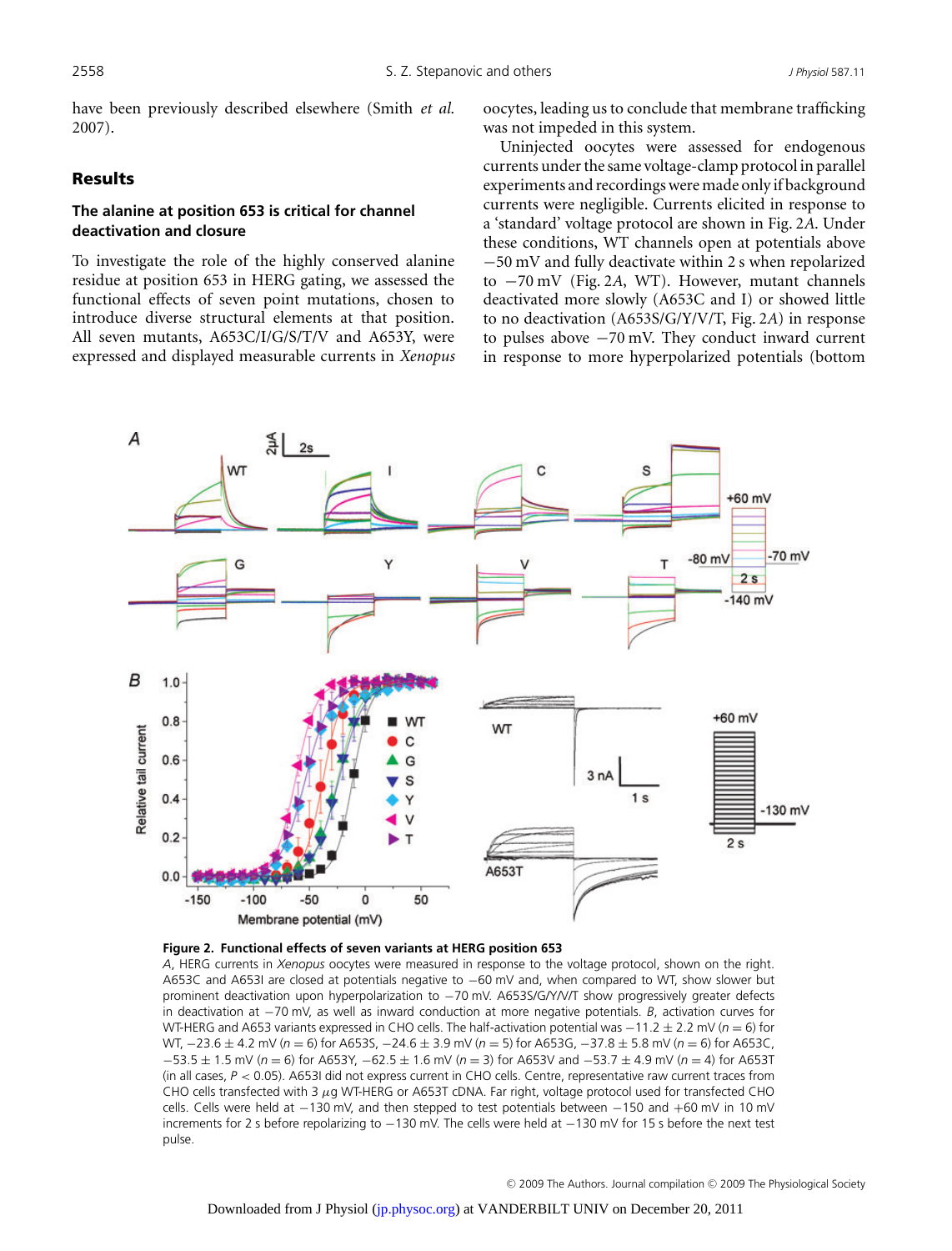have been previously described elsewhere (Smith *et al.* 2007).

## Results

### The alanine at position 653 is critical for channel deactivation and closure

To investigate the role of the highly conserved alanine residue at position 653 in HERG gating, we assessed the functional effects of seven point mutations, chosen to introduce diverse structural elements at that position. All seven mutants, A653C/I/G/S/T/V and A653Y, were expressed and displayed measurable currents in *Xenopus* oocytes, leading us to conclude that membrane trafficking was not impeded in this system.

Uninjected oocytes were assessed for endogenous currents under the same voltage-clamp protocol in parallel experiments and recordings were made only if background currents were negligible. Currents elicited in response to a 'standard' voltage protocol are shown in Fig. 2*A*. Under these conditions, WT channels open at potentials above −50 mV and fully deactivate within 2 s when repolarized to −70 mV (Fig. 2*A*, WT). However, mutant channels deactivated more slowly (A653C and I) or showed little to no deactivation (A653S/G/Y/V/T, Fig. 2*A*) in response to pulses above −70 mV. They conduct inward current in response to more hyperpolarized potentials (bottom

**Figure 2. Functional effects of seven variants at HERG position 653**

*A*, HERG currents in *Xenopus* oocytes were measured in response to the voltage protocol, shown on the right. A653C and A653I are closed at potentials negative to −60 mV and, when compared to WT, show slower but prominent deactivation upon hyperpolarization to −70 mV. A653S/G/Y/V/T show progressively greater defects in deactivation at −70 mV, as well as inward conduction at more negative potentials. *B*, activation curves for WT-HERG and A653 variants expressed in CHO cells. The half-activation potential was −11.2 ± 2.2 mV ($n = 6$) for WT, −23.6 ± 4.2 mV ($n = 6$) for A653S, −24.6 ± 3.9 mV ($n = 5$) for A653G, −37.8 ± 5.8 mV ($n = 6$) for A653C, −53.5 ± 1.5 mV ($n = 6$) for A653Y, −62.5 ± 1.6 mV ($n = 3$) for A653V and −53.7 ± 4.9 mV ($n = 4$) for A653T (in all cases, $P < 0.05$). A653I did not express current in CHO cells. Centre, representative raw current traces from CHO cells transfected with 3 μg WT-HERG or A653T cDNA. Far right, voltage protocol used for transfected CHO cells. Cells were held at −130 mV, and then stepped to test potentials between −150 and +60 mV in 10 mV increments for 2 s before repolarizing to −130 mV. The cells were held at −130 mV for 15 s before the next test pulse.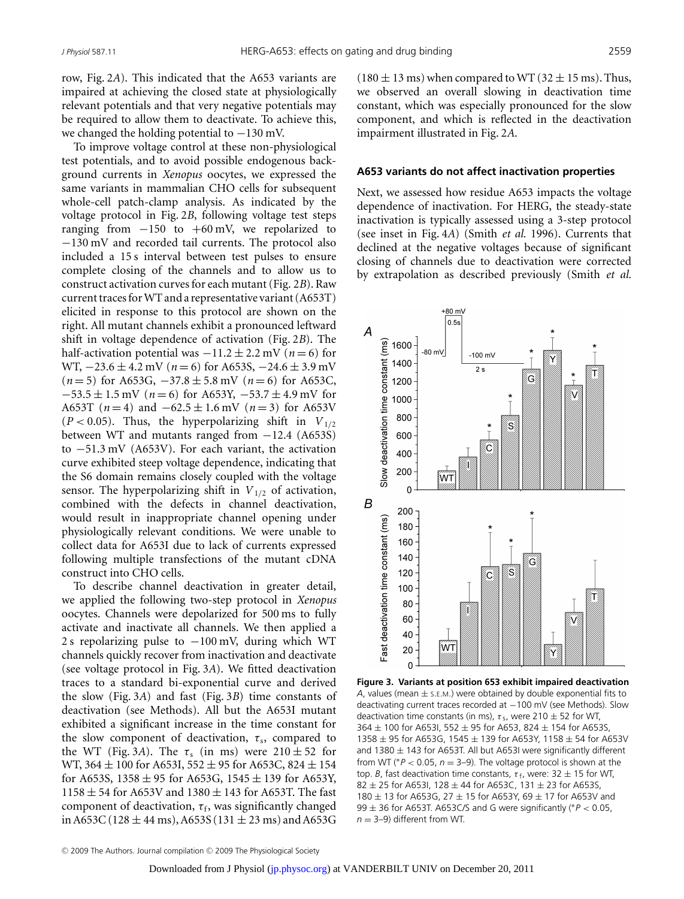row, Fig. 2*A*). This indicated that the A653 variants are impaired at achieving the closed state at physiologically relevant potentials and that very negative potentials may be required to allow them to deactivate. To achieve this, we changed the holding potential to −130 mV.

To improve voltage control at these non-physiological test potentials, and to avoid possible endogenous background currents in *Xenopus* oocytes, we expressed the same variants in mammalian CHO cells for subsequent whole-cell patch-clamp analysis. As indicated by the voltage protocol in Fig. 2*B*, following voltage test steps ranging from −150 to +60 mV, we repolarized to −130 mV and recorded tail currents. The protocol also included a 15 s interval between test pulses to ensure complete closing of the channels and to allow us to construct activation curves for each mutant (Fig. 2*B*). Raw current traces for WT and a representative variant (A653T) elicited in response to this protocol are shown on the right. All mutant channels exhibit a pronounced leftward shift in voltage dependence of activation (Fig. 2*B*). The half-activation potential was −11.2 ± 2.2 mV ($n = 6$) for WT, −23.6 ± 4.2 mV ($n = 6$) for A653S, −24.6 ± 3.9 mV ($n = 5$) for A653G, −37.8 ± 5.8 mV ($n = 6$) for A653C, −53.5 ± 1.5 mV ($n = 6$) for A653Y, −53.7 ± 4.9 mV for A653T ($n = 4$) and −62.5 ± 1.6 mV ($n = 3$) for A653V ($P < 0.05$). Thus, the hyperpolarizing shift in $V_{1/2}$ between WT and mutants ranged from −12.4 (A653S) to −51.3 mV (A653V). For each variant, the activation curve exhibited steep voltage dependence, indicating that the S6 domain remains closely coupled with the voltage sensor. The hyperpolarizing shift in $V_{1/2}$ of activation, combined with the defects in channel deactivation, would result in inappropriate channel opening under physiologically relevant conditions. We were unable to collect data for A653I due to lack of currents expressed following multiple transfections of the mutant cDNA construct into CHO cells.

To describe channel deactivation in greater detail, we applied the following two-step protocol in *Xenopus* oocytes. Channels were depolarized for 500 ms to fully activate and inactivate all channels. We then applied a 2 s repolarizing pulse to −100 mV, during which WT channels quickly recover from inactivation and deactivate (see voltage protocol in Fig. 3*A*). We fitted deactivation traces to a standard bi-exponential curve and derived the slow (Fig. 3*A*) and fast (Fig. 3*B*) time constants of deactivation (see Methods). All but the A653I mutant exhibited a significant increase in the time constant for the slow component of deactivation, $\tau_s$, compared to the WT (Fig. 3*A*). The $\tau_s$ (in ms) were 210 ± 52 for WT, 364 ± 100 for A653I, 552 ± 95 for A653C, 824 ± 154 for A653S, 1358 ± 95 for A653G, 1545 ± 139 for A653Y, 1158 ± 54 for A653V and 1380 ± 143 for A653T. The fast component of deactivation, $\tau_f$, was significantly changed in A653C (128 ± 44 ms), A653S (131 ± 23 ms) and A653G (180 ± 13 ms) when compared to WT (32 ± 15 ms). Thus, we observed an overall slowing in deactivation time constant, which was especially pronounced for the slow component, and which is reflected in the deactivation impairment illustrated in Fig. 2*A*.

### A653 variants do not affect inactivation properties

Next, we assessed how residue A653 impacts the voltage dependence of inactivation. For HERG, the steady-state inactivation is typically assessed using a 3-step protocol (see inset in Fig. 4*A*) (Smith *et al.* 1996). Currents that declined at the negative voltages because of significant closing of channels due to deactivation were corrected by extrapolation as described previously (Smith *et al.*

**Figure 3. Variants at position 653 exhibit impaired deactivation**
*A*, values (mean ± S.E.M.) were obtained by double exponential fits to deactivating current traces recorded at −100 mV (see Methods). Slow deactivation time constants (in ms), $\tau_s$, were 210 ± 52 for WT, 364 ± 100 for A653I, 552 ± 95 for A653, 824 ± 154 for A653S, 1358 ± 95 for A653G, 1545 ± 139 for A653Y, 1158 ± 54 for A653V and 1380 ± 143 for A653T. All but A653I were significantly different from WT (*$P < 0.05$, $n = 3$–9). The voltage protocol is shown at the top. *B*, fast deactivation time constants, $\tau_f$, were: 32 ± 15 for WT, 82 ± 25 for A653I, 128 ± 44 for A653C, 131 ± 23 for A653S, 180 ± 13 for A653G, 27 ± 15 for A653Y, 69 ± 17 for A653V and 99 ± 36 for A653T. A653C/S and G were significantly (*$P < 0.05$, $n = 3$–9) different from WT.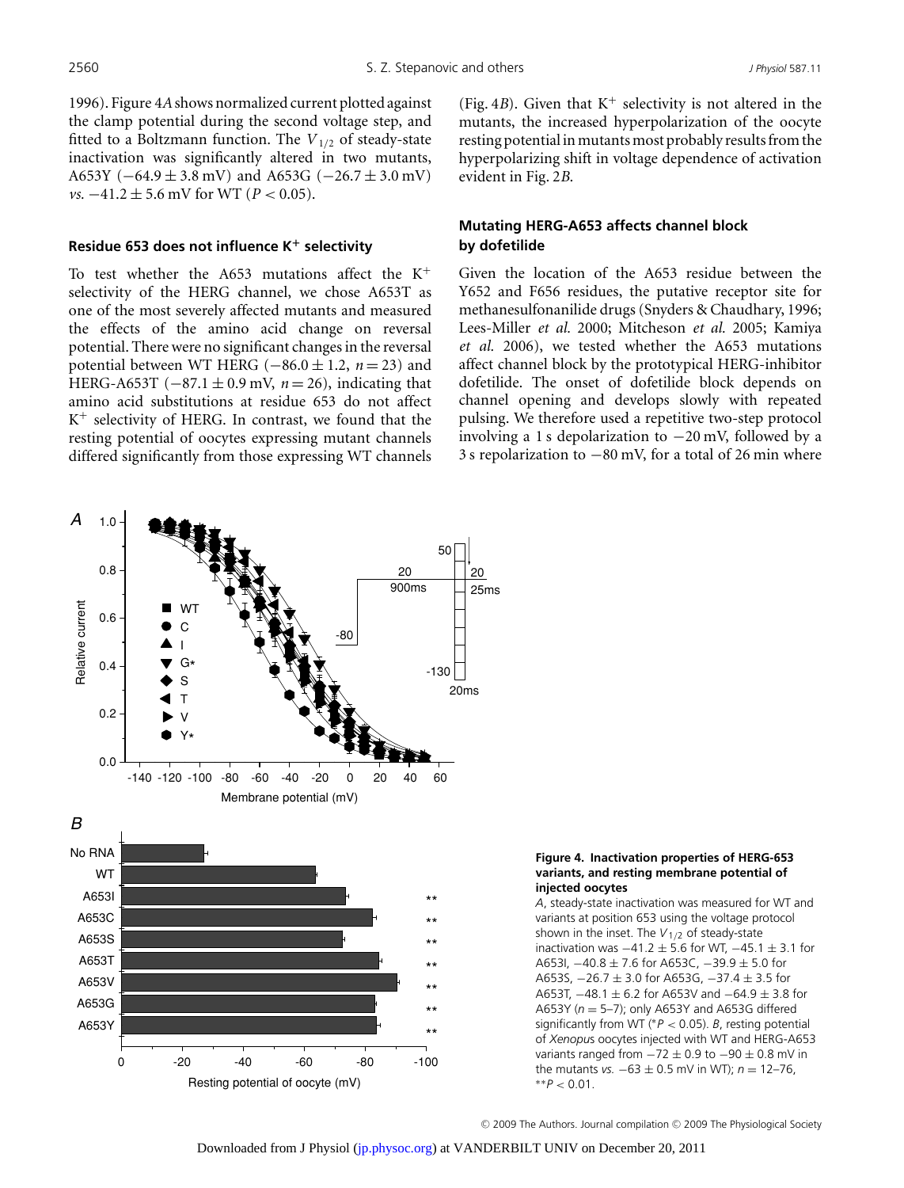1996). Figure 4*A* shows normalized current plotted against the clamp potential during the second voltage step, and fitted to a Boltzmann function. The $V_{1/2}$ of steady-state inactivation was significantly altered in two mutants, A653Y ($-64.9 \pm 3.8$ mV) and A653G ($-26.7 \pm 3.0$ mV) *vs.* $-41.2 \pm 5.6$ mV for WT ($P < 0.05$).

### Residue 653 does not influence $K^+$ selectivity

To test whether the A653 mutations affect the $K^+$ selectivity of the HERG channel, we chose A653T as one of the most severely affected mutants and measured the effects of the amino acid change on reversal potential. There were no significant changes in the reversal potential between WT HERG ($-86.0 \pm 1.2$, $n = 23$) and HERG-A653T ($-87.1 \pm 0.9$ mV, $n = 26$), indicating that amino acid substitutions at residue 653 do not affect $K^+$ selectivity of HERG. In contrast, we found that the resting potential of oocytes expressing mutant channels differed significantly from those expressing WT channels (Fig. 4*B*). Given that $K^+$ selectivity is not altered in the mutants, the increased hyperpolarization of the oocyte resting potential in mutants most probably results from the hyperpolarizing shift in voltage dependence of activation evident in Fig. 2*B*.

### Mutating HERG-A653 affects channel block by dofetilide

Given the location of the A653 residue between the Y652 and F656 residues, the putative receptor site for methanesulfonanilide drugs (Snyders & Chaudhary, 1996; Lees-Miller *et al.* 2000; Mitcheson *et al.* 2005; Kamiya *et al.* 2006), we tested whether the A653 mutations affect channel block by the prototypical HERG-inhibitor dofetilide. The onset of dofetilide block depends on channel opening and develops slowly with repeated pulsing. We therefore used a repetitive two-step protocol involving a 1 s depolarization to $-20$ mV, followed by a 3 s repolarization to $-80$ mV, for a total of 26 min where

**Figure 4. Inactivation properties of HERG-653 variants, and resting membrane potential of injected oocytes**

*A*, steady-state inactivation was measured for WT and variants at position 653 using the voltage protocol shown in the inset. The $V_{1/2}$ of steady-state inactivation was $-41.2 \pm 5.6$ for WT, $-45.1 \pm 3.1$ for A653I, $-40.8 \pm 7.6$ for A653C, $-39.9 \pm 5.0$ for A653S, $-26.7 \pm 3.0$ for A653G, $-37.4 \pm 3.5$ for A653T, $-48.1 \pm 6.2$ for A653V and $-64.9 \pm 3.8$ for A653Y ($n = 5$–7); only A653Y and A653G differed significantly from WT (*$P < 0.05$). *B*, resting potential of *Xenopus* oocytes injected with WT and HERG-A653 variants ranged from $-72 \pm 0.9$ to $-90 \pm 0.8$ mV in the mutants *vs.* $-63 \pm 0.5$ mV in WT); $n = 12$–76, **$P < 0.01$.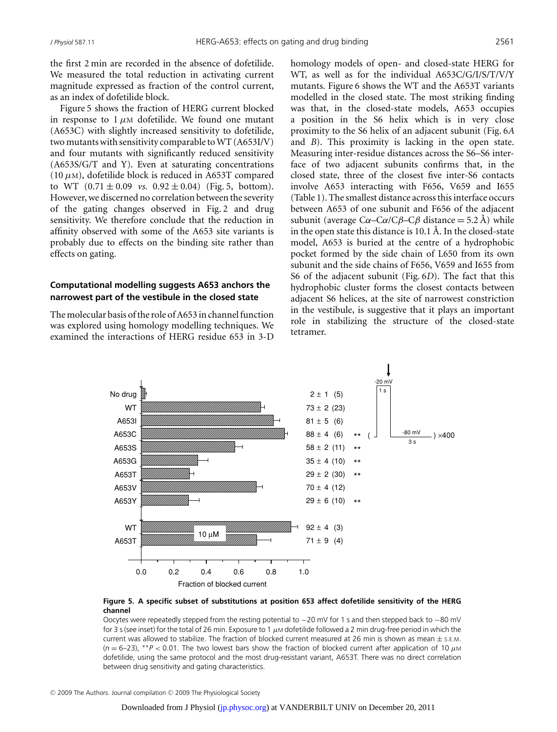the first 2 min are recorded in the absence of dofetilide. We measured the total reduction in activating current magnitude expressed as fraction of the control current, as an index of dofetilide block.

Figure 5 shows the fraction of HERG current blocked in response to 1 $\mu$M dofetilide. We found one mutant (A653C) with slightly increased sensitivity to dofetilide, two mutants with sensitivity comparable to WT (A653I/V) and four mutants with significantly reduced sensitivity (A653S/G/T and Y). Even at saturating concentrations (10 $\mu$M), dofetilide block is reduced in A653T compared to WT ($0.71 \pm 0.09$ *vs.* $0.92 \pm 0.04$) (Fig. 5, bottom). However, we discerned no correlation between the severity of the gating changes observed in Fig. 2 and drug sensitivity. We therefore conclude that the reduction in affinity observed with some of the A653 site variants is probably due to effects on the binding site rather than effects on gating.

### Computational modelling suggests A653 anchors the narrowest part of the vestibule in the closed state

The molecular basis of the role of A653 in channel function was explored using homology modelling techniques. We examined the interactions of HERG residue 653 in 3-D homology models of open- and closed-state HERG for WT, as well as for the individual A653C/G/I/S/T/V/Y mutants. Figure 6 shows the WT and the A653T variants modelled in the closed state. The most striking finding was that, in the closed-state models, A653 occupies a position in the S6 helix which is in very close proximity to the S6 helix of an adjacent subunit (Fig. 6*A* and *B*). This proximity is lacking in the open state. Measuring inter-residue distances across the S6–S6 interface of two adjacent subunits confirms that, in the closed state, three of the closest five inter-S6 contacts involve A653 interacting with F656, V659 and I655 (Table 1). The smallest distance across this interface occurs between A653 of one subunit and F656 of the adjacent subunit (average C$\alpha$–C$\alpha$/C$\beta$–C$\beta$ distance = 5.2 Å) while in the open state this distance is 10.1 Å. In the closed-state model, A653 is buried at the centre of a hydrophobic pocket formed by the side chain of L650 from its own subunit and the side chains of F656, V659 and I655 from S6 of the adjacent subunit (Fig. 6*D*). The fact that this hydrophobic cluster forms the closest contacts between adjacent S6 helices, at the site of narrowest constriction in the vestibule, is suggestive that it plays an important role in stabilizing the structure of the closed-state tetramer.

| | Fraction of blocked current | |
|---|---|---|
| No drug | 2 ± 1 (5) | |
| WT | 73 ± 2 (23) | |
| A653I | 81 ± 5 (6) | |
| A653C | 88 ± 4 (6) | ** |
| A653S | 58 ± 2 (11) | ** |
| A653G | 35 ± 4 (10) | ** |
| A653T | 29 ± 2 (30) | ** |
| A653V | 70 ± 4 (12) | |
| A653Y | 29 ± 6 (10) | ** |
| WT (10 $\mu$M) | 92 ± 4 (3) | |
| A653T (10 $\mu$M) | 71 ± 9 (4) | |

**Figure 5. A specific subset of substitutions at position 653 affect dofetilide sensitivity of the HERG channel**

Oocytes were repeatedly stepped from the resting potential to −20 mV for 1 s and then stepped back to −80 mV for 3 s (see inset) for the total of 26 min. Exposure to 1 $\mu$M dofetilide followed a 2 min drug-free period in which the current was allowed to stabilize. The fraction of blocked current measured at 26 min is shown as mean ± S.E.M. ($n = 6$–23), $^{**}P < 0.01$. The two lowest bars show the fraction of blocked current after application of 10 $\mu$M dofetilide, using the same protocol and the most drug-resistant variant, A653T. There was no direct correlation between drug sensitivity and gating characteristics.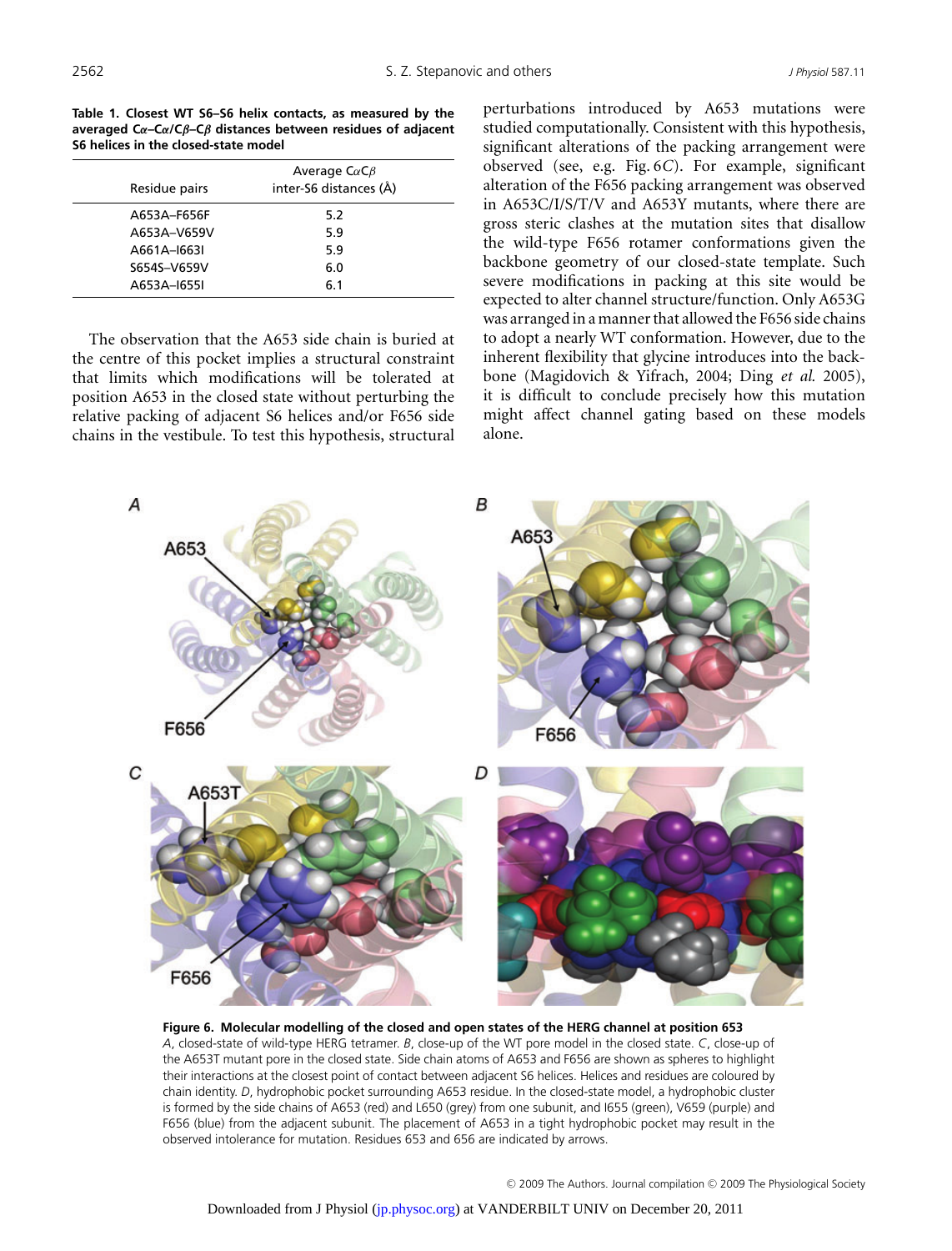**Table 1. Closest WT S6–S6 helix contacts, as measured by the averaged Cα–Cα/Cβ–Cβ distances between residues of adjacent S6 helices in the closed-state model**

| Residue pairs | Average CαCβ inter-S6 distances (Å) |
|---|---|
| A653A–F656F | 5.2 |
| A653A–V659V | 5.9 |
| A661A–I663I | 5.9 |
| S654S–V659V | 6.0 |
| A653A–I655I | 6.1 |

The observation that the A653 side chain is buried at the centre of this pocket implies a structural constraint that limits which modifications will be tolerated at position A653 in the closed state without perturbing the relative packing of adjacent S6 helices and/or F656 side chains in the vestibule. To test this hypothesis, structural perturbations introduced by A653 mutations were studied computationally. Consistent with this hypothesis, significant alterations of the packing arrangement were observed (see, e.g. Fig. 6*C*). For example, significant alteration of the F656 packing arrangement was observed in A653C/I/S/T/V and A653Y mutants, where there are gross steric clashes at the mutation sites that disallow the wild-type F656 rotamer conformations given the backbone geometry of our closed-state template. Such severe modifications in packing at this site would be expected to alter channel structure/function. Only A653G was arranged in a manner that allowed the F656 side chains to adopt a nearly WT conformation. However, due to the inherent flexibility that glycine introduces into the backbone (Magidovich & Yifrach, 2004; Ding *et al.* 2005), it is difficult to conclude precisely how this mutation might affect channel gating based on these models alone.

**Figure 6. Molecular modelling of the closed and open states of the HERG channel at position 653**
*A*, closed-state of wild-type HERG tetramer. *B*, close-up of the WT pore model in the closed state. *C*, close-up of the A653T mutant pore in the closed state. Side chain atoms of A653 and F656 are shown as spheres to highlight their interactions at the closest point of contact between adjacent S6 helices. Helices and residues are coloured by chain identity. *D*, hydrophobic pocket surrounding A653 residue. In the closed-state model, a hydrophobic cluster is formed by the side chains of A653 (red) and L650 (grey) from one subunit, and I655 (green), V659 (purple) and F656 (blue) from the adjacent subunit. The placement of A653 in a tight hydrophobic pocket may result in the observed intolerance for mutation. Residues 653 and 656 are indicated by arrows.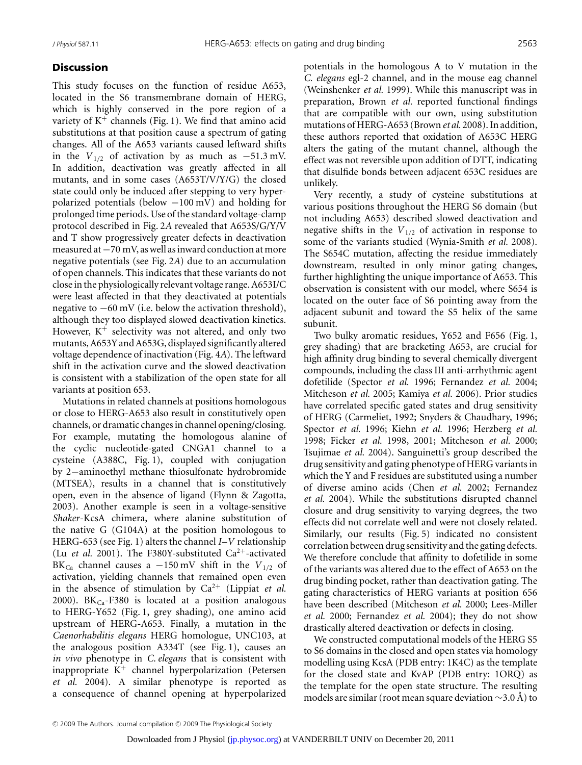## Discussion

This study focuses on the function of residue A653, located in the S6 transmembrane domain of HERG, which is highly conserved in the pore region of a variety of $K^+$ channels (Fig. 1). We find that amino acid substitutions at that position cause a spectrum of gating changes. All of the A653 variants caused leftward shifts in the $V_{1/2}$ of activation by as much as −51.3 mV. In addition, deactivation was greatly affected in all mutants, and in some cases (A653T/V/Y/G) the closed state could only be induced after stepping to very hyperpolarized potentials (below −100 mV) and holding for prolonged time periods. Use of the standard voltage-clamp protocol described in Fig. 2*A* revealed that A653S/G/Y/V and T show progressively greater defects in deactivation measured at −70 mV, as well as inward conduction at more negative potentials (see Fig. 2*A*) due to an accumulation of open channels. This indicates that these variants do not close in the physiologically relevant voltage range. A653I/C were least affected in that they deactivated at potentials negative to −60 mV (i.e. below the activation threshold), although they too displayed slowed deactivation kinetics. However, $K^+$ selectivity was not altered, and only two mutants, A653Y and A653G, displayed significantly altered voltage dependence of inactivation (Fig. 4*A*). The leftward shift in the activation curve and the slowed deactivation is consistent with a stabilization of the open state for all variants at position 653.

Mutations in related channels at positions homologous or close to HERG-A653 also result in constitutively open channels, or dramatic changes in channel opening/closing. For example, mutating the homologous alanine of the cyclic nucleotide-gated CNGA1 channel to a cysteine (A388C, Fig. 1), coupled with conjugation by 2−aminoethyl methane thiosulfonate hydrobromide (MTSEA), results in a channel that is constitutively open, even in the absence of ligand (Flynn & Zagotta, 2003). Another example is seen in a voltage-sensitive *Shaker*-KcsA chimera, where alanine substitution of the native G (G104A) at the position homologous to HERG-653 (see Fig. 1) alters the channel *I*–*V* relationship (Lu *et al.* 2001). The F380Y-substituted $Ca^{2+}$-activated $BK_{Ca}$ channel causes a −150 mV shift in the $V_{1/2}$ of activation, yielding channels that remained open even in the absence of stimulation by $Ca^{2+}$ (Lippiat *et al.* 2000). $BK_{Ca}$-F380 is located at a position analogous to HERG-Y652 (Fig. 1, grey shading), one amino acid upstream of HERG-A653. Finally, a mutation in the *Caenorhabditis elegans* HERG homologue, UNC103, at the analogous position A334T (see Fig. 1), causes an *in vivo* phenotype in *C. elegans* that is consistent with inappropriate $K^+$ channel hyperpolarization (Petersen *et al.* 2004). A similar phenotype is reported as a consequence of channel opening at hyperpolarized potentials in the homologous A to V mutation in the *C. elegans* egl-2 channel, and in the mouse eag channel (Weinshenker *et al.* 1999). While this manuscript was in preparation, Brown *et al.* reported functional findings that are compatible with our own, using substitution mutations of HERG-A653 (Brown *et al.* 2008). In addition, these authors reported that oxidation of A653C HERG alters the gating of the mutant channel, although the effect was not reversible upon addition of DTT, indicating that disulfide bonds between adjacent 653C residues are unlikely.

Very recently, a study of cysteine substitutions at various positions throughout the HERG S6 domain (but not including A653) described slowed deactivation and negative shifts in the $V_{1/2}$ of activation in response to some of the variants studied (Wynia-Smith *et al.* 2008). The S654C mutation, affecting the residue immediately downstream, resulted in only minor gating changes, further highlighting the unique importance of A653. This observation is consistent with our model, where S654 is located on the outer face of S6 pointing away from the adjacent subunit and toward the S5 helix of the same subunit.

Two bulky aromatic residues, Y652 and F656 (Fig. 1, grey shading) that are bracketing A653, are crucial for high affinity drug binding to several chemically divergent compounds, including the class III anti-arrhythmic agent dofetilide (Spector *et al.* 1996; Fernandez *et al.* 2004; Mitcheson *et al.* 2005; Kamiya *et al.* 2006). Prior studies have correlated specific gated states and drug sensitivity of HERG (Carmeliet, 1992; Snyders & Chaudhary, 1996; Spector *et al.* 1996; Kiehn *et al.* 1996; Herzberg *et al.* 1998; Ficker *et al.* 1998, 2001; Mitcheson *et al.* 2000; Tsujimae *et al.* 2004). Sanguinetti's group described the drug sensitivity and gating phenotype of HERG variants in which the Y and F residues are substituted using a number of diverse amino acids (Chen *et al.* 2002; Fernandez *et al.* 2004). While the substitutions disrupted channel closure and drug sensitivity to varying degrees, the two effects did not correlate well and were not closely related. Similarly, our results (Fig. 5) indicated no consistent correlation between drug sensitivity and the gating defects. We therefore conclude that affinity to dofetilide in some of the variants was altered due to the effect of A653 on the drug binding pocket, rather than deactivation gating. The gating characteristics of HERG variants at position 656 have been described (Mitcheson *et al.* 2000; Lees-Miller *et al.* 2000; Fernandez *et al.* 2004); they do not show drastically altered deactivation or defects in closing.

We constructed computational models of the HERG S5 to S6 domains in the closed and open states via homology modelling using KcsA (PDB entry: 1K4C) as the template for the closed state and KvAP (PDB entry: 1ORQ) as the template for the open state structure. The resulting models are similar (root mean square deviation ∼3.0 Å) to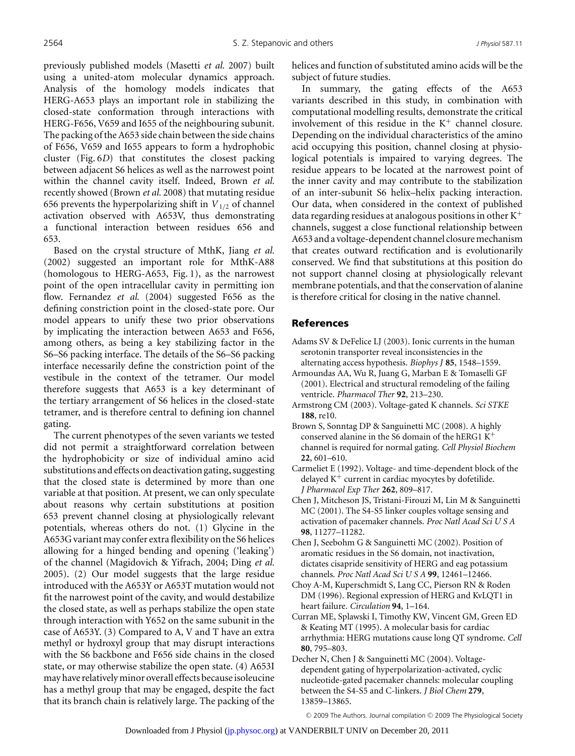previously published models (Masetti *et al.* 2007) built using a united-atom molecular dynamics approach. Analysis of the homology models indicates that HERG-A653 plays an important role in stabilizing the closed-state conformation through interactions with HERG-F656, V659 and I655 of the neighbouring subunit. The packing of the A653 side chain between the side chains of F656, V659 and I655 appears to form a hydrophobic cluster (Fig. 6*D*) that constitutes the closest packing between adjacent S6 helices as well as the narrowest point within the channel cavity itself. Indeed, Brown *et al.* recently showed (Brown *et al.* 2008) that mutating residue 656 prevents the hyperpolarizing shift in $V_{1/2}$ of channel activation observed with A653V, thus demonstrating a functional interaction between residues 656 and 653.

Based on the crystal structure of MthK, Jiang *et al.* (2002) suggested an important role for MthK-A88 (homologous to HERG-A653, Fig. 1), as the narrowest point of the open intracellular cavity in permitting ion flow. Fernandez *et al.* (2004) suggested F656 as the defining constriction point in the closed-state pore. Our model appears to unify these two prior observations by implicating the interaction between A653 and F656, among others, as being a key stabilizing factor in the S6–S6 packing interface. The details of the S6–S6 packing interface necessarily define the constriction point of the vestibule in the context of the tetramer. Our model therefore suggests that A653 is a key determinant of the tertiary arrangement of S6 helices in the closed-state tetramer, and is therefore central to defining ion channel gating.

The current phenotypes of the seven variants we tested did not permit a straightforward correlation between the hydrophobicity or size of individual amino acid substitutions and effects on deactivation gating, suggesting that the closed state is determined by more than one variable at that position. At present, we can only speculate about reasons why certain substitutions at position 653 prevent channel closing at physiologically relevant potentials, whereas others do not. (1) Glycine in the A653G variant may confer extra flexibility on the S6 helices allowing for a hinged bending and opening ('leaking') of the channel (Magidovich & Yifrach, 2004; Ding *et al.* 2005). (2) Our model suggests that the large residue introduced with the A653Y or A653T mutation would not fit the narrowest point of the cavity, and would destabilize the closed state, as well as perhaps stabilize the open state through interaction with Y652 on the same subunit in the case of A653Y. (3) Compared to A, V and T have an extra methyl or hydroxyl group that may disrupt interactions with the S6 backbone and F656 side chains in the closed state, or may otherwise stabilize the open state. (4) A653I may have relatively minor overall effects because isoleucine has a methyl group that may be engaged, despite the fact that its branch chain is relatively large. The packing of the helices and function of substituted amino acids will be the subject of future studies.

In summary, the gating effects of the A653 variants described in this study, in combination with computational modelling results, demonstrate the critical involvement of this residue in the $K^+$ channel closure. Depending on the individual characteristics of the amino acid occupying this position, channel closing at physiological potentials is impaired to varying degrees. The residue appears to be located at the narrowest point of the inner cavity and may contribute to the stabilization of an inter-subunit S6 helix–helix packing interaction. Our data, when considered in the context of published data regarding residues at analogous positions in other $K^+$ channels, suggest a close functional relationship between A653 and a voltage-dependent channel closure mechanism that creates outward rectification and is evolutionarily conserved. We find that substitutions at this position do not support channel closing at physiologically relevant membrane potentials, and that the conservation of alanine is therefore critical for closing in the native channel.

## References

Adams SV & DeFelice LJ (2003). Ionic currents in the human serotonin transporter reveal inconsistencies in the alternating access hypothesis. *Biophys J* **85**, 1548–1559.

Armoundas AA, Wu R, Juang G, Marban E & Tomaselli GF (2001). Electrical and structural remodeling of the failing ventricle. *Pharmacol Ther* **92**, 213–230.

Armstrong CM (2003). Voltage-gated K channels. *Sci STKE* **188**, re10.

Brown S, Sonntag DP & Sanguinetti MC (2008). A highly conserved alanine in the S6 domain of the hERG1 $K^+$ channel is required for normal gating. *Cell Physiol Biochem* **22**, 601–610.

Carmeliet E (1992). Voltage- and time-dependent block of the delayed $K^+$ current in cardiac myocytes by dofetilide. *J Pharmacol Exp Ther* **262**, 809–817.

Chen J, Mitcheson JS, Tristani-Firouzi M, Lin M & Sanguinetti MC (2001). The S4-S5 linker couples voltage sensing and activation of pacemaker channels. *Proc Natl Acad Sci U S A* **98**, 11277–11282.

Chen J, Seebohm G & Sanguinetti MC (2002). Position of aromatic residues in the S6 domain, not inactivation, dictates cisapride sensitivity of HERG and eag potassium channels. *Proc Natl Acad Sci U S A* **99**, 12461–12466.

Choy A-M, Kuperschmidt S, Lang CC, Pierson RN & Roden DM (1996). Regional expression of HERG and KvLQT1 in heart failure. *Circulation* **94**, 1–164.

Curran ME, Splawski I, Timothy KW, Vincent GM, Green ED & Keating MT (1995). A molecular basis for cardiac arrhythmia: HERG mutations cause long QT syndrome. *Cell* **80**, 795–803.

Decher N, Chen J & Sanguinetti MC (2004). Voltage-dependent gating of hyperpolarization-activated, cyclic nucleotide-gated pacemaker channels: molecular coupling between the S4-S5 and C-linkers. *J Biol Chem* **279**, 13859–13865.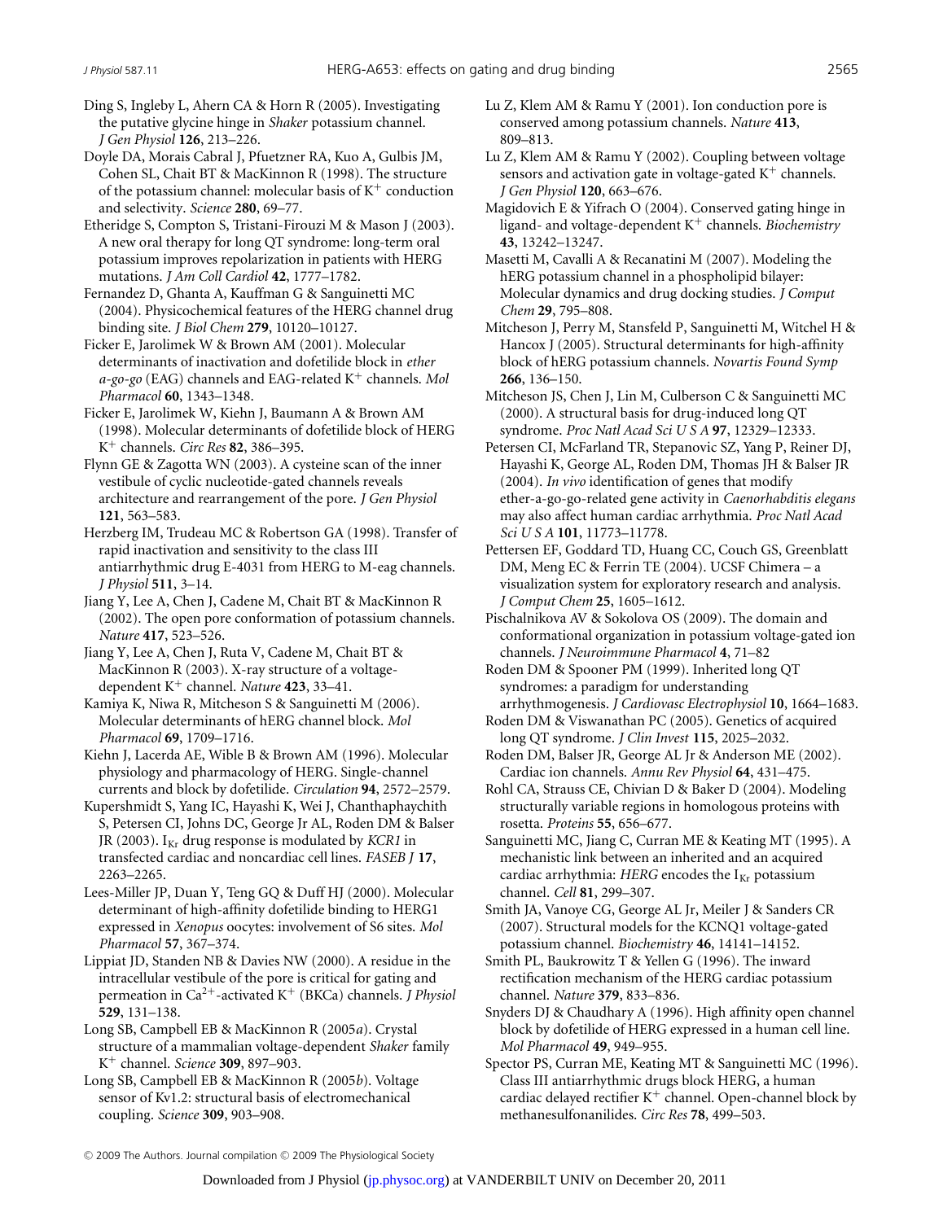Ding S, Ingleby L, Ahern CA & Horn R (2005). Investigating the putative glycine hinge in *Shaker* potassium channel. *J Gen Physiol* **126**, 213–226.

Doyle DA, Morais Cabral J, Pfuetzner RA, Kuo A, Gulbis JM, Cohen SL, Chait BT & MacKinnon R (1998). The structure of the potassium channel: molecular basis of $K^+$ conduction and selectivity. *Science* **280**, 69–77.

Etheridge S, Compton S, Tristani-Firouzi M & Mason J (2003). A new oral therapy for long QT syndrome: long-term oral potassium improves repolarization in patients with HERG mutations. *J Am Coll Cardiol* **42**, 1777–1782.

Fernandez D, Ghanta A, Kauffman G & Sanguinetti MC (2004). Physicochemical features of the HERG channel drug binding site. *J Biol Chem* **279**, 10120–10127.

Ficker E, Jarolimek W & Brown AM (2001). Molecular determinants of inactivation and dofetilide block in *ether a-go-go* (EAG) channels and EAG-related $K^+$ channels. *Mol Pharmacol* **60**, 1343–1348.

Ficker E, Jarolimek W, Kiehn J, Baumann A & Brown AM (1998). Molecular determinants of dofetilide block of HERG $K^+$ channels. *Circ Res* **82**, 386–395.

Flynn GE & Zagotta WN (2003). A cysteine scan of the inner vestibule of cyclic nucleotide-gated channels reveals architecture and rearrangement of the pore. *J Gen Physiol* **121**, 563–583.

Herzberg IM, Trudeau MC & Robertson GA (1998). Transfer of rapid inactivation and sensitivity to the class III antiarrhythmic drug E-4031 from HERG to M-eag channels. *J Physiol* **511**, 3–14.

Jiang Y, Lee A, Chen J, Cadene M, Chait BT & MacKinnon R (2002). The open pore conformation of potassium channels. *Nature* **417**, 523–526.

Jiang Y, Lee A, Chen J, Ruta V, Cadene M, Chait BT & MacKinnon R (2003). X-ray structure of a voltage-dependent $K^+$ channel. *Nature* **423**, 33–41.

Kamiya K, Niwa R, Mitcheson S & Sanguinetti M (2006). Molecular determinants of hERG channel block. *Mol Pharmacol* **69**, 1709–1716.

Kiehn J, Lacerda AE, Wible B & Brown AM (1996). Molecular physiology and pharmacology of HERG. Single-channel currents and block by dofetilide. *Circulation* **94**, 2572–2579.

Kupershmidt S, Yang IC, Hayashi K, Wei J, Chanthaphaychith S, Petersen CI, Johns DC, George Jr AL, Roden DM & Balser JR (2003). $I_{Kr}$ drug response is modulated by *KCR1* in transfected cardiac and noncardiac cell lines. *FASEB J* **17**, 2263–2265.

Lees-Miller JP, Duan Y, Teng GQ & Duff HJ (2000). Molecular determinant of high-affinity dofetilide binding to HERG1 expressed in *Xenopus* oocytes: involvement of S6 sites. *Mol Pharmacol* **57**, 367–374.

Lippiat JD, Standen NB & Davies NW (2000). A residue in the intracellular vestibule of the pore is critical for gating and permeation in $Ca^{2+}$-activated $K^+$ (BKCa) channels. *J Physiol* **529**, 131–138.

Long SB, Campbell EB & MacKinnon R (2005*a*). Crystal structure of a mammalian voltage-dependent *Shaker* family $K^+$ channel. *Science* **309**, 897–903.

Long SB, Campbell EB & MacKinnon R (2005*b*). Voltage sensor of Kv1.2: structural basis of electromechanical coupling. *Science* **309**, 903–908.

Lu Z, Klem AM & Ramu Y (2001). Ion conduction pore is conserved among potassium channels. *Nature* **413**, 809–813.

Lu Z, Klem AM & Ramu Y (2002). Coupling between voltage sensors and activation gate in voltage-gated $K^+$ channels. *J Gen Physiol* **120**, 663–676.

Magidovich E & Yifrach O (2004). Conserved gating hinge in ligand- and voltage-dependent $K^+$ channels. *Biochemistry* **43**, 13242–13247.

Masetti M, Cavalli A & Recanatini M (2007). Modeling the hERG potassium channel in a phospholipid bilayer: Molecular dynamics and drug docking studies. *J Comput Chem* **29**, 795–808.

Mitcheson J, Perry M, Stansfeld P, Sanguinetti M, Witchel H & Hancox J (2005). Structural determinants for high-affinity block of hERG potassium channels. *Novartis Found Symp* **266**, 136–150.

Mitcheson JS, Chen J, Lin M, Culberson C & Sanguinetti MC (2000). A structural basis for drug-induced long QT syndrome. *Proc Natl Acad Sci U S A* **97**, 12329–12333.

Petersen CI, McFarland TR, Stepanovic SZ, Yang P, Reiner DJ, Hayashi K, George AL, Roden DM, Thomas JH & Balser JR (2004). *In vivo* identification of genes that modify ether-a-go-go-related gene activity in *Caenorhabditis elegans* may also affect human cardiac arrhythmia. *Proc Natl Acad Sci U S A* **101**, 11773–11778.

Pettersen EF, Goddard TD, Huang CC, Couch GS, Greenblatt DM, Meng EC & Ferrin TE (2004). UCSF Chimera – a visualization system for exploratory research and analysis. *J Comput Chem* **25**, 1605–1612.

Pischalnikova AV & Sokolova OS (2009). The domain and conformational organization in potassium voltage-gated ion channels. *J Neuroimmune Pharmacol* **4**, 71–82

Roden DM & Spooner PM (1999). Inherited long QT syndromes: a paradigm for understanding arrhythmogenesis. *J Cardiovasc Electrophysiol* **10**, 1664–1683.

Roden DM & Viswanathan PC (2005). Genetics of acquired long QT syndrome. *J Clin Invest* **115**, 2025–2032.

Roden DM, Balser JR, George AL Jr & Anderson ME (2002). Cardiac ion channels. *Annu Rev Physiol* **64**, 431–475.

Rohl CA, Strauss CE, Chivian D & Baker D (2004). Modeling structurally variable regions in homologous proteins with rosetta. *Proteins* **55**, 656–677.

Sanguinetti MC, Jiang C, Curran ME & Keating MT (1995). A mechanistic link between an inherited and an acquired cardiac arrhythmia: *HERG* encodes the $I_{Kr}$ potassium channel. *Cell* **81**, 299–307.

Smith JA, Vanoye CG, George AL Jr, Meiler J & Sanders CR (2007). Structural models for the KCNQ1 voltage-gated potassium channel. *Biochemistry* **46**, 14141–14152.

Smith PL, Baukrowitz T & Yellen G (1996). The inward rectification mechanism of the HERG cardiac potassium channel. *Nature* **379**, 833–836.

Snyders DJ & Chaudhary A (1996). High affinity open channel block by dofetilide of HERG expressed in a human cell line. *Mol Pharmacol* **49**, 949–955.

Spector PS, Curran ME, Keating MT & Sanguinetti MC (1996). Class III antiarrhythmic drugs block HERG, a human cardiac delayed rectifier $K^+$ channel. Open-channel block by methanesulfonanilides. *Circ Res* **78**, 499–503.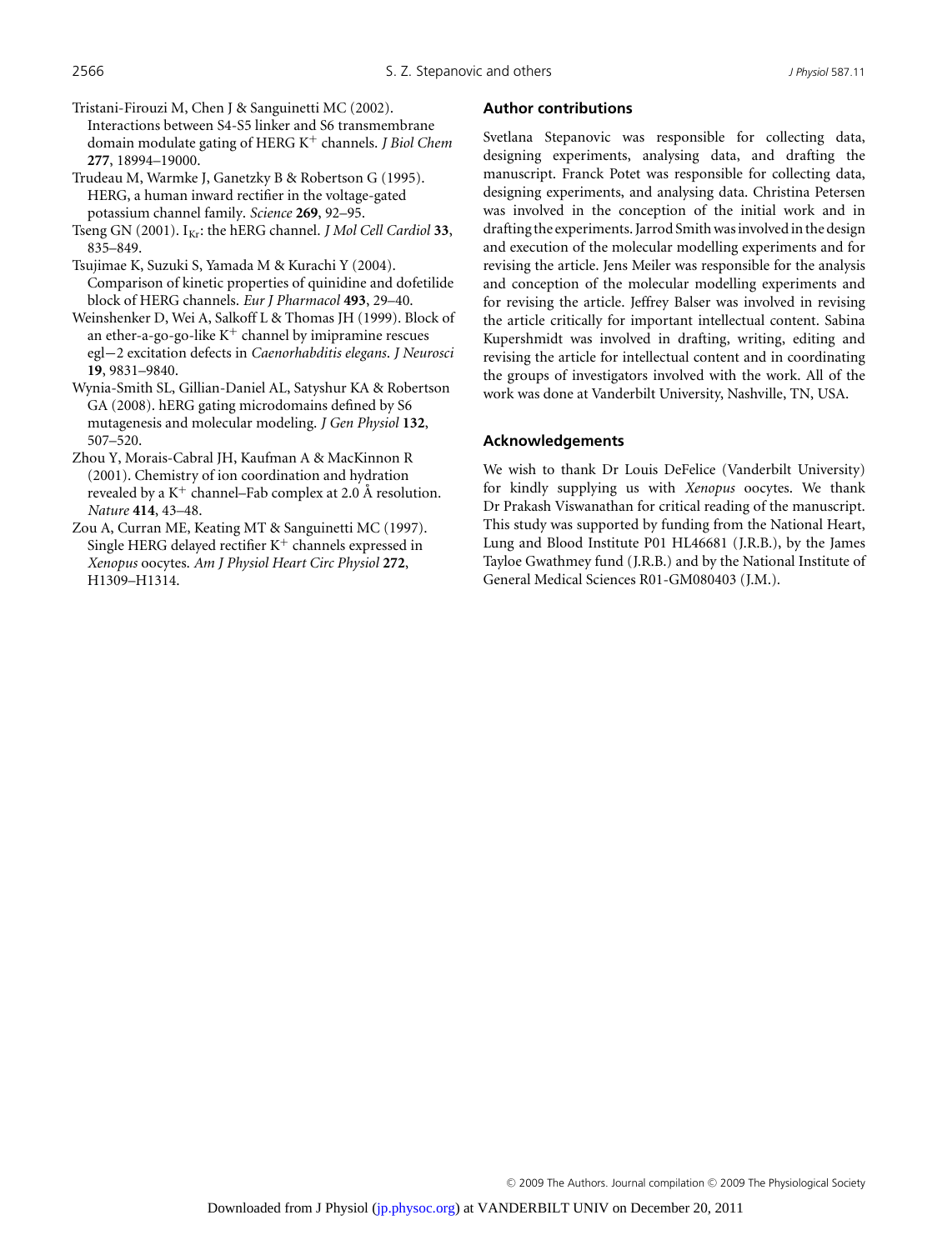Tristani-Firouzi M, Chen J & Sanguinetti MC (2002). Interactions between S4-S5 linker and S6 transmembrane domain modulate gating of HERG $K^+$ channels. *J Biol Chem* **277**, 18994–19000.

Trudeau M, Warmke J, Ganetzky B & Robertson G (1995). HERG, a human inward rectifier in the voltage-gated potassium channel family. *Science* **269**, 92–95.

Tseng GN (2001). $I_{Kr}$: the hERG channel. *J Mol Cell Cardiol* **33**, 835–849.

Tsujimae K, Suzuki S, Yamada M & Kurachi Y (2004). Comparison of kinetic properties of quinidine and dofetilide block of HERG channels. *Eur J Pharmacol* **493**, 29–40.

Weinshenker D, Wei A, Salkoff L & Thomas JH (1999). Block of an ether-a-go-go-like $K^+$ channel by imipramine rescues egl−2 excitation defects in *Caenorhabditis elegans*. *J Neurosci* **19**, 9831–9840.

Wynia-Smith SL, Gillian-Daniel AL, Satyshur KA & Robertson GA (2008). hERG gating microdomains defined by S6 mutagenesis and molecular modeling. *J Gen Physiol* **132**, 507–520.

Zhou Y, Morais-Cabral JH, Kaufman A & MacKinnon R (2001). Chemistry of ion coordination and hydration revealed by a $K^+$ channel–Fab complex at 2.0 Å resolution. *Nature* **414**, 43–48.

Zou A, Curran ME, Keating MT & Sanguinetti MC (1997). Single HERG delayed rectifier $K^+$ channels expressed in *Xenopus* oocytes. *Am J Physiol Heart Circ Physiol* **272**, H1309–H1314.

## Author contributions

Svetlana Stepanovic was responsible for collecting data, designing experiments, analysing data, and drafting the manuscript. Franck Potet was responsible for collecting data, designing experiments, and analysing data. Christina Petersen was involved in the conception of the initial work and in drafting the experiments. Jarrod Smith was involved in the design and execution of the molecular modelling experiments and for revising the article. Jens Meiler was responsible for the analysis and conception of the molecular modelling experiments and for revising the article. Jeffrey Balser was involved in revising the article critically for important intellectual content. Sabina Kupershmidt was involved in drafting, writing, editing and revising the article for intellectual content and in coordinating the groups of investigators involved with the work. All of the work was done at Vanderbilt University, Nashville, TN, USA.

## Acknowledgements

We wish to thank Dr Louis DeFelice (Vanderbilt University) for kindly supplying us with *Xenopus* oocytes. We thank Dr Prakash Viswanathan for critical reading of the manuscript. This study was supported by funding from the National Heart, Lung and Blood Institute P01 HL46681 (J.R.B.), by the James Tayloe Gwathmey fund (J.R.B.) and by the National Institute of General Medical Sciences R01-GM080403 (J.M.).